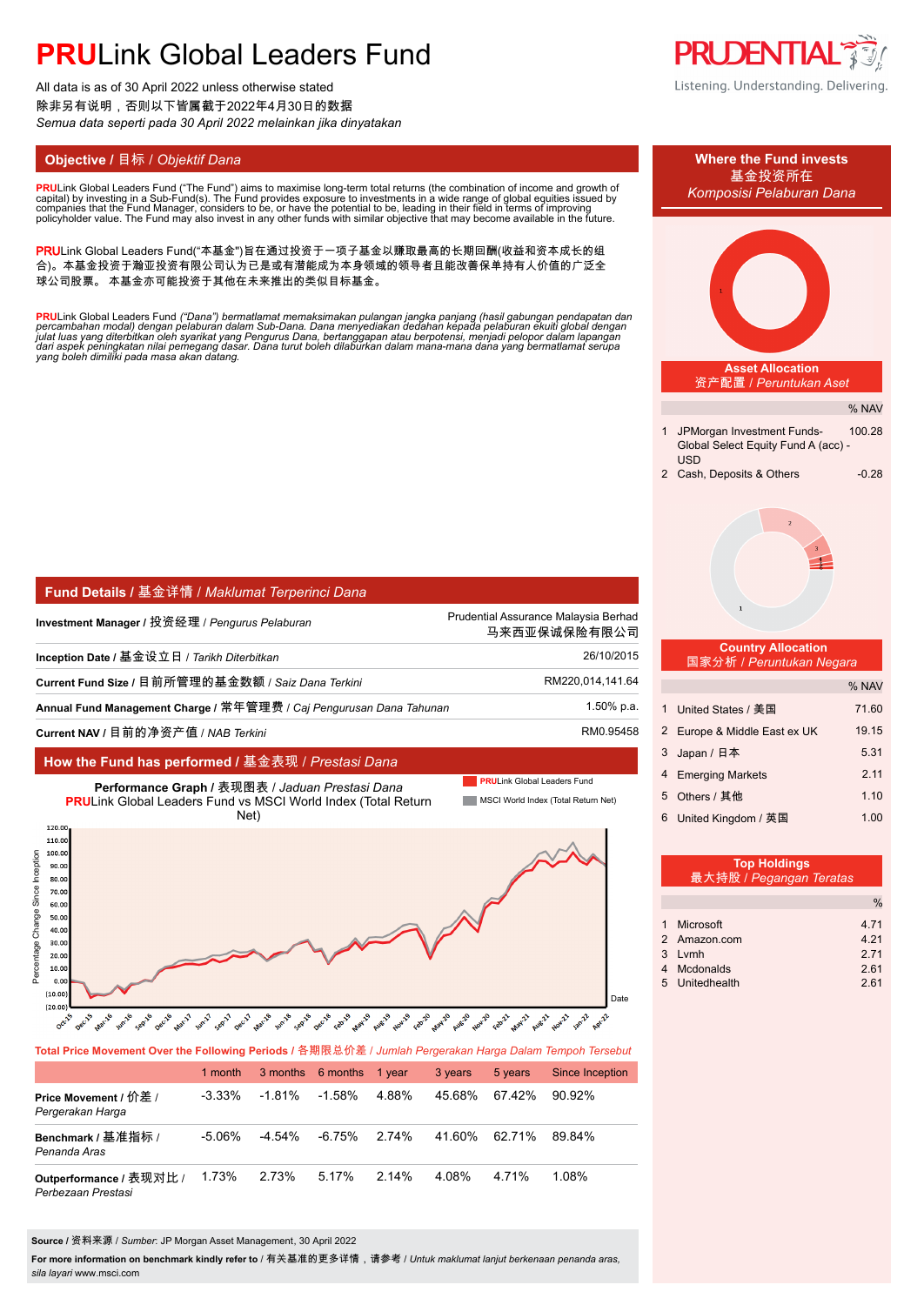# **PRU**Link Global Leaders Fund

All data is as of 30 April 2022 unless otherwise stated
除非另有说明，否则以下皆属截于2022年4月30日的数据
*Semua data seperti pada 30 April 2022 melainkan jika dinyatakan*

## Objective / 目标 / *Objektif Dana*

**PRU**Link Global Leaders Fund ("The Fund") aims to maximise long-term total returns (the combination of income and growth of capital) by investing in a Sub-Fund(s). The Fund provides exposure to investments in a wide range of global equities issued by companies that the Fund Manager, considers to be, or have the potential to be, leading in their field in terms of improving policyholder value. The Fund may also invest in any other funds with similar objective that may become available in the future.

**PRU**Link Global Leaders Fund("本基金")旨在通过投资于一项子基金以赚取最高的长期回酬(收益和资本成长的组合)。本基金投资于瀚亚投资有限公司认为已是或有潜能成为本身领域的领导者且能改善保单持有人价值的广泛全球公司股票。 本基金亦可能投资于其他在未来推出的类似目标基金。

**PRU**Link Global Leaders Fund *("Dana") bermatlamat memaksimakan pulangan jangka panjang (hasil gabungan pendapatan dan percambahan modal) dengan pelaburan dalam Sub-Dana. Dana menyediakan dedahan kepada pelaburan ekuiti global dengan julat luas yang diterbitkan oleh syarikat yang Pengurus Dana, bertanggapan atau berpotensi, menjadi pelopor dalam lapangan dari aspek peningkatan nilai pemegang dasar. Dana turut boleh dilaburkan dalam mana-mana dana yang bermatlamat serupa yang boleh dimiliki pada masa akan datang.*

## Fund Details / 基金详情 / *Maklumat Terperinci Dana*

| | |
|---|---|
| **Investment Manager /** 投资经理 / *Pengurus Pelaburan* | Prudential Assurance Malaysia Berhad 马来西亚保诚保险有限公司 |
| **Inception Date /** 基金设立日 / *Tarikh Diterbitkan* | 26/10/2015 |
| **Current Fund Size /** 目前所管理的基金数额 / *Saiz Dana Terkini* | RM220,014,141.64 |
| **Annual Fund Management Charge /** 常年管理费 / *Caj Pengurusan Dana Tahunan* | 1.50% p.a. |
| **Current NAV /** 目前的净资产值 / *NAB Terkini* | RM0.95458 |

## How the Fund has performed / 基金表现 / *Prestasi Dana*

**Performance Graph /** 表现图表 / *Jaduan Prestasi Dana*
**PRU**Link Global Leaders Fund vs MSCI World Index (Total Return Net)

**Total Price Movement Over the Following Periods /** 各期限总价差 / *Jumlah Pergerakan Harga Dalam Tempoh Tersebut*

| | 1 month | 3 months | 6 months | 1 year | 3 years | 5 years | Since Inception |
|---|---|---|---|---|---|---|---|
| **Price Movement /** 价差 / *Pergerakan Harga* | -3.33% | -1.81% | -1.58% | 4.88% | 45.68% | 67.42% | 90.92% |
| **Benchmark /** 基准指标 / *Penanda Aras* | -5.06% | -4.54% | -6.75% | 2.74% | 41.60% | 62.71% | 89.84% |
| **Outperformance /** 表现对比 / *Perbezaan Prestasi* | 1.73% | 2.73% | 5.17% | 2.14% | 4.08% | 4.71% | 1.08% |

**Source /** 资料来源 / *Sumber*: JP Morgan Asset Management, 30 April 2022

**For more information on benchmark kindly refer to** / 有关基准的更多详情，请参考 / *Untuk maklumat lanjut berkenaan penanda aras, sila layari* www.msci.com

## Where the Fund invests / 基金投资所在 / *Komposisi Pelaburan Dana*

### Asset Allocation / 资产配置 / *Peruntukan Aset*

| | | % NAV |
|---|---|---|
| 1 | JPMorgan Investment Funds- Global Select Equity Fund A (acc) - USD | 100.28 |
| 2 | Cash, Deposits & Others | -0.28 |

### Country Allocation / 国家分析 / *Peruntukan Negara*

| | | % NAV |
|---|---|---|
| 1 | United States / 美国 | 71.60 |
| 2 | Europe & Middle East ex UK | 19.15 |
| 3 | Japan / 日本 | 5.31 |
| 4 | Emerging Markets | 2.11 |
| 5 | Others / 其他 | 1.10 |
| 6 | United Kingdom / 英国 | 1.00 |

### Top Holdings / 最大持股 / *Pegangan Teratas*

| | | % |
|---|---|---|
| 1 | Microsoft | 4.71 |
| 2 | Amazon.com | 4.21 |
| 3 | Lvmh | 2.71 |
| 4 | Mcdonalds | 2.61 |
| 5 | Unitedhealth | 2.61 |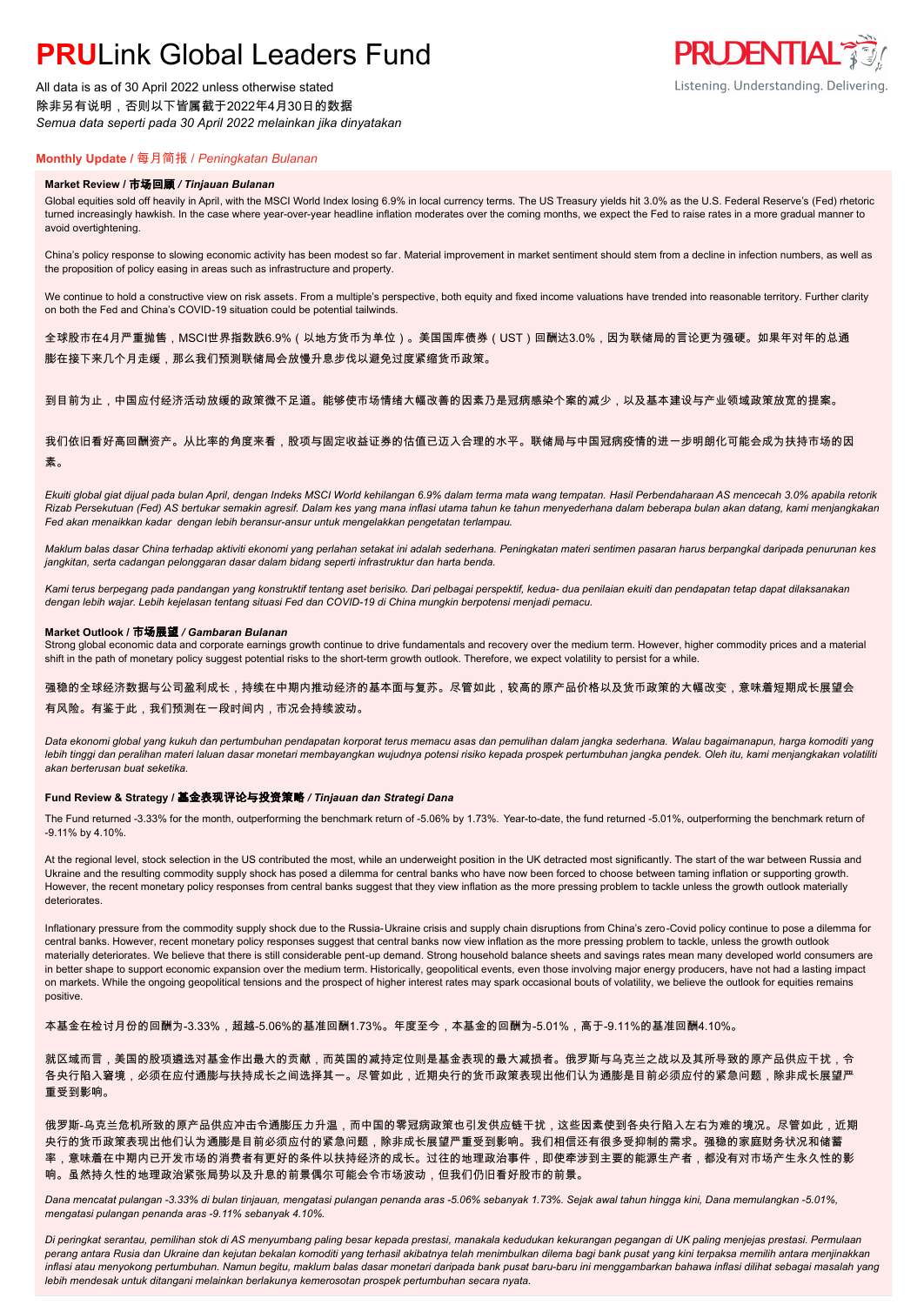# **PRU**Link Global Leaders Fund

All data is as of 30 April 2022 unless otherwise stated
除非另有说明，否则以下皆属截于2022年4月30日的数据
*Semua data seperti pada 30 April 2022 melainkan jika dinyatakan*

## Monthly Update / 每月简报 / *Peningkatan Bulanan*

### Market Review / 市场回顾 / *Tinjauan Bulanan*

Global equities sold off heavily in April, with the MSCI World Index losing 6.9% in local currency terms. The US Treasury yields hit 3.0% as the U.S. Federal Reserve's (Fed) rhetoric turned increasingly hawkish. In the case where year-over-year headline inflation moderates over the coming months, we expect the Fed to raise rates in a more gradual manner to avoid overtightening.

China's policy response to slowing economic activity has been modest so far. Material improvement in market sentiment should stem from a decline in infection numbers, as well as the proposition of policy easing in areas such as infrastructure and property.

We continue to hold a constructive view on risk assets. From a multiple's perspective, both equity and fixed income valuations have trended into reasonable territory. Further clarity on both the Fed and China's COVID-19 situation could be potential tailwinds.

全球股市在4月严重抛售，MSCI世界指数跌6.9%（以地方货币为单位）。美国国库债券（UST）回酬达3.0%，因为联储局的言论更为强硬。如果年对年的总通膨在接下来几个月走缓，那么我们预测联储局会放慢升息步伐以避免过度紧缩货币政策。

到目前为止，中国应付经济活动放缓的政策微不足道。能够使市场情绪大幅改善的因素乃是冠病感染个案的减少，以及基本建设与产业领域政策放宽的提案。

我们依旧看好高回酬资产。从比率的角度来看，股项与固定收益证券的估值已迈入合理的水平。联储局与中国冠病疫情的进一步明朗化可能会成为扶持市场的因素。

*Ekuiti global giat dijual pada bulan April, dengan Indeks MSCI World kehilangan 6.9% dalam terma mata wang tempatan. Hasil Perbendaharaan AS mencecah 3.0% apabila retorik Rizab Persekutuan (Fed) AS bertukar semakin agresif. Dalam kes yang mana inflasi utama tahun ke tahun menyederhana dalam beberapa bulan akan datang, kami menjangkakan Fed akan menaikkan kadar dengan lebih beransur-ansur untuk mengelakkan pengetatan terlampau.*

*Maklum balas dasar China terhadap aktiviti ekonomi yang perlahan setakat ini adalah sederhana. Peningkatan materi sentimen pasaran harus berpangkal daripada penurunan kes jangkitan, serta cadangan pelonggaran dasar dalam bidang seperti infrastruktur dan harta benda.*

*Kami terus berpegang pada pandangan yang konstruktif tentang aset berisiko. Dari pelbagai perspektif, kedua- dua penilaian ekuiti dan pendapatan tetap dapat dilaksanakan dengan lebih wajar. Lebih kejelasan tentang situasi Fed dan COVID-19 di China mungkin berpotensi menjadi pemacu.*

### Market Outlook / 市场展望 / *Gambaran Bulanan*

Strong global economic data and corporate earnings growth continue to drive fundamentals and recovery over the medium term. However, higher commodity prices and a material shift in the path of monetary policy suggest potential risks to the short-term growth outlook. Therefore, we expect volatility to persist for a while.

强稳的全球经济数据与公司盈利成长，持续在中期内推动经济的基本面与复苏。尽管如此，较高的原产品价格以及货币政策的大幅改变，意味着短期成长展望会有风险。有鉴于此，我们预测在一段时间内，市况会持续波动。

*Data ekonomi global yang kukuh dan pertumbuhan pendapatan korporat terus memacu asas dan pemulihan dalam jangka sederhana. Walau bagaimanapun, harga komoditi yang lebih tinggi dan peralihan materi laluan dasar monetari membayangkan wujudnya potensi risiko kepada prospek pertumbuhan jangka pendek. Oleh itu, kami menjangkakan volatiliti akan berterusan buat seketika.*

### Fund Review & Strategy / 基金表现评论与投资策略 / *Tinjauan dan Strategi Dana*

The Fund returned -3.33% for the month, outperforming the benchmark return of -5.06% by 1.73%. Year-to-date, the fund returned -5.01%, outperforming the benchmark return of -9.11% by 4.10%.

At the regional level, stock selection in the US contributed the most, while an underweight position in the UK detracted most significantly. The start of the war between Russia and Ukraine and the resulting commodity supply shock has posed a dilemma for central banks who have now been forced to choose between taming inflation or supporting growth. However, the recent monetary policy responses from central banks suggest that they view inflation as the more pressing problem to tackle unless the growth outlook materially deteriorates.

Inflationary pressure from the commodity supply shock due to the Russia-Ukraine crisis and supply chain disruptions from China's zero-Covid policy continue to pose a dilemma for central banks. However, recent monetary policy responses suggest that central banks now view inflation as the more pressing problem to tackle, unless the growth outlook materially deteriorates. We believe that there is still considerable pent-up demand. Strong household balance sheets and savings rates mean many developed world consumers are in better shape to support economic expansion over the medium term. Historically, geopolitical events, even those involving major energy producers, have not had a lasting impact on markets. While the ongoing geopolitical tensions and the prospect of higher interest rates may spark occasional bouts of volatility, we believe the outlook for equities remains positive.

本基金在检讨月份的回酬为-3.33%，超越-5.06%的基准回酬1.73%。年度至今，本基金的回酬为-5.01%，高于-9.11%的基准回酬4.10%。

就区域而言，美国的股项遴选对基金作出最大的贡献，而英国的减持定位则是基金表现的最大减损者。俄罗斯与乌克兰之战以及其所导致的原产品供应干扰，令各央行陷入窘境，必须在应付通膨与扶持成长之间选择其一。尽管如此，近期央行的货币政策表现出他们认为通膨是目前必须应付的紧急问题，除非成长展望严重受到影响。

俄罗斯-乌克兰危机所致的原产品供应冲击令通膨压力升温，而中国的零冠病政策也引发供应链干扰，这些因素使到各央行陷入左右为难的境况。尽管如此，近期央行的货币政策表现出他们认为通膨是目前必须应付的紧急问题，除非成长展望严重受到影响。我们相信还有很多受抑制的需求。强稳的家庭财务状况和储蓄率，意味着在中期内已开发市场的消费者有更好的条件以扶持经济的成长。过往的地理政治事件，即使牵涉到主要的能源生产者，都没有对市场产生永久性的影响。虽然持久性的地理政治紧张局势以及升息的前景偶尔可能会令市场波动，但我们仍旧看好股市的前景。

*Dana mencatat pulangan -3.33% di bulan tinjauan, mengatasi pulangan penanda aras -5.06% sebanyak 1.73%. Sejak awal tahun hingga kini, Dana memulangkan -5.01%, mengatasi pulangan penanda aras -9.11% sebanyak 4.10%.*

*Di peringkat serantau, pemilihan stok di AS menyumbang paling besar kepada prestasi, manakala kedudukan kekurangan pegangan di UK paling menjejas prestasi. Permulaan perang antara Rusia dan Ukraine dan kejutan bekalan komoditi yang terhasil akibatnya telah menimbulkan dilema bagi bank pusat yang kini terpaksa memilih antara menjinakkan inflasi atau menyokong pertumbuhan. Namun begitu, maklum balas dasar monetari daripada bank pusat baru-baru ini menggambarkan bahawa inflasi dilihat sebagai masalah yang lebih mendesak untuk ditangani melainkan berlakunya kemerosotan prospek pertumbuhan secara nyata.*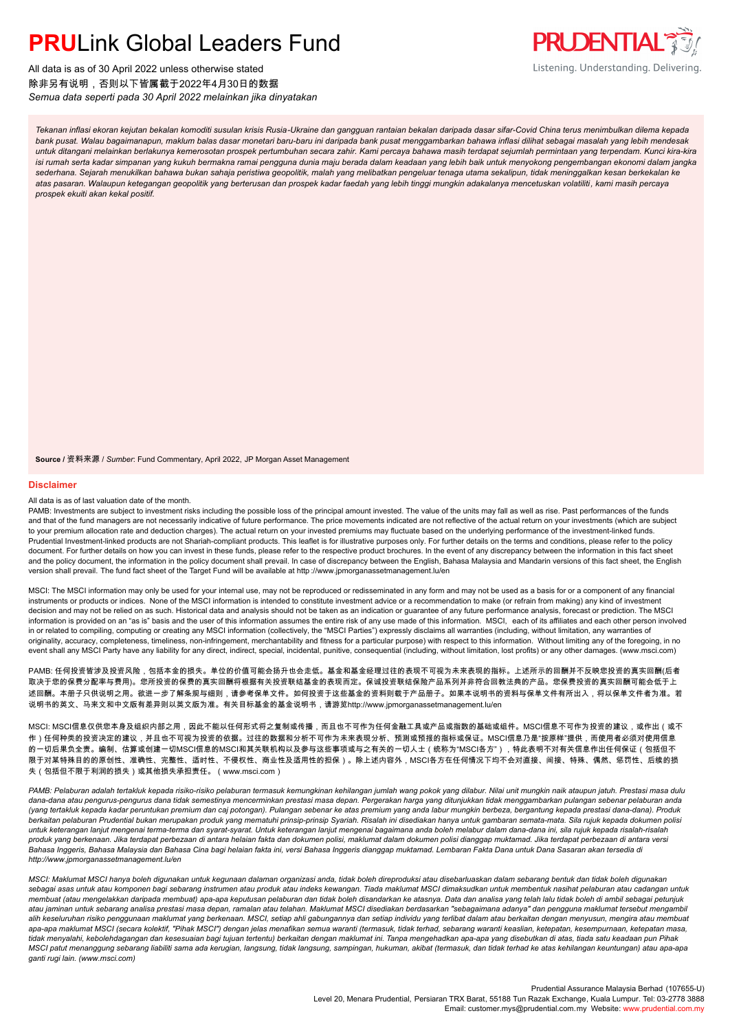# **PRU**Link Global Leaders Fund

All data is as of 30 April 2022 unless otherwise stated
除非另有说明，否则以下皆属截于2022年4月30日的数据
*Semua data seperti pada 30 April 2022 melainkan jika dinyatakan*

*Tekanan inflasi ekoran kejutan bekalan komoditi susulan krisis Rusia-Ukraine dan gangguan rantaian bekalan daripada dasar sifar-Covid China terus menimbulkan dilema kepada bank pusat. Walau bagaimanapun, maklum balas dasar monetari baru-baru ini daripada bank pusat menggambarkan bahawa inflasi dilihat sebagai masalah yang lebih mendesak untuk ditangani melainkan berlakunya kemerosotan prospek pertumbuhan secara zahir. Kami percaya bahawa masih terdapat sejumlah permintaan yang terpendam. Kunci kira-kira isi rumah serta kadar simpanan yang kukuh bermakna ramai pengguna dunia masih berada dalam keadaan yang lebih baik untuk menyokong pengembangan ekonomi dalam jangka sederhana. Sejarah menukilkan bahawa bukan sahaja peristiwa geopolitik, malah yang melibatkan pengeluar tenaga utama sekalipun, tidak meninggalkan kesan berkekalan ke atas pasaran. Walaupun ketegangan geopolitik yang berterusan dan prospek kadar faedah yang lebih tinggi mungkin adakalanya mencetuskan volatiliti, kami masih percaya prospek ekuiti akan kekal positif.*

**Source** / 资料来源 / *Sumber*: Fund Commentary, April 2022, JP Morgan Asset Management

## Disclaimer

All data is as of last valuation date of the month.

PAMB: Investments are subject to investment risks including the possible loss of the principal amount invested. The value of the units may fall as well as rise. Past performances of the funds and that of the fund managers are not necessarily indicative of future performance. The price movements indicated are not reflective of the actual return on your investments (which are subject to your premium allocation rate and deduction charges). The actual return on your invested premiums may fluctuate based on the underlying performance of the investment-linked funds. Prudential Investment-linked products are not Shariah-compliant products. This leaflet is for illustrative purposes only. For further details on the terms and conditions, please refer to the policy document. For further details on how you can invest in these funds, please refer to the respective product brochures. In the event of any discrepancy between the information in this fact sheet and the policy document, the information in the policy document shall prevail. In case of discrepancy between the English, Bahasa Malaysia and Mandarin versions of this fact sheet, the English version shall prevail. The fund fact sheet of the Target Fund will be available at http ://www.jpmorganassetmanagement.lu/en

MSCI: The MSCI information may only be used for your internal use, may not be reproduced or redisseminated in any form and may not be used as a basis for or a component of any financial instruments or products or indices. None of the MSCI information is intended to constitute investment advice or a recommendation to make (or refrain from making) any kind of investment decision and may not be relied on as such. Historical data and analysis should not be taken as an indication or guarantee of any future performance analysis, forecast or prediction. The MSCI information is provided on an "as is" basis and the user of this information assumes the entire risk of any use made of this information. MSCI, each of its affiliates and each other person involved in or related to compiling, computing or creating any MSCI information (collectively, the "MSCI Parties") expressly disclaims all warranties (including, without limitation, any warranties of originality, accuracy, completeness, timeliness, non-infringement, merchantability and fitness for a particular purpose) with respect to this information. Without limiting any of the foregoing, in no event shall any MSCI Party have any liability for any direct, indirect, special, incidental, punitive, consequential (including, without limitation, lost profits) or any other damages. (www.msci.com)

PAMB: 任何投资皆涉及投资风险，包括本金的损失。单位的价值可能会扬升也会走低。基金和基金经理过往的表现不可视为未来表现的指标。上述所示的回酬并不反映您投资的真实回酬(后者取决于您的保费分配率与费用)。您所投资的保费的真实回酬将根据有关投资联结基金的表现而定。保诚投资联结保险产品系列并非符合回教法典的产品。您保费投资的真实回酬可能会低于上述回酬。本册子只供说明之用。欲进一步了解条规与细则，请参考保单文件。如何投资于这些基金的资料则载于产品册子。如果本说明书的资料与保单文件有所出入，将以保单文件者为准。若说明书的英文、马来文和中文版有差异则以英文版为准。有关目标基金的基金说明书，请游览http://www.jpmorganassetmanagement.lu/en

MSCI: MSCI信息仅供您本身及组织内部之用，因此不能以任何形式将之复制或传播，而且也不可作为任何金融工具或产品或指数的基础或组件。MSCI信息不可作为投资的建议，或作出（或不作）任何种类的投资决定的建议，并且也不可视为投资的依据。过往的数据和分析不可作为未来表现分析、预测或预期的指标或保证。MSCI信息乃是"按原样"提供，而使用者必须对使用信息的一切后果负全责。编制、估算或创建一切MSCI信息的MSCI和其关联机构以及参与这些事项或与之有关的一切人士（统称为"MSCI各方"），特此表明不对有关信息作出任何保证（包括但不限于对某特殊目的的原创性、准确性、完整性、适时性、不侵权性、商业性及适用性的担保）。除上述内容外，MSCI各方在任何情况下均不会对直接、间接、特殊、偶然、惩罚性、后续的损失（包括但不限于利润的损失）或其他损失承担责任。（www.msci.com）

*PAMB: Pelaburan adalah tertakluk kepada risiko-risiko pelaburan termasuk kemungkinan kehilangan jumlah wang pokok yang dilabur. Nilai unit mungkin naik ataupun jatuh. Prestasi masa dulu dana-dana atau pengurus-pengurus dana tidak semestinya mencerminkan prestasi masa depan. Pergerakan harga yang ditunjukkan tidak menggambarkan pulangan sebenar pelaburan anda (yang tertakluk kepada kadar peruntukan premium dan caj potongan). Pulangan sebenar ke atas premium yang anda labur mungkin berbeza, bergantung kepada prestasi dana-dana). Produk berkaitan pelaburan Prudential bukan merupakan produk yang mematuhi prinsip-prinsip Syariah. Risalah ini disediakan hanya untuk gambaran semata-mata. Sila rujuk kepada dokumen polisi untuk keterangan lanjut mengenai terma-terma dan syarat-syarat. Untuk keterangan lanjut mengenai bagaimana anda boleh melabur dalam dana-dana ini, sila rujuk kepada risalah-risalah produk yang berkenaan. Jika terdapat perbezaan di antara helaian fakta dan dokumen polisi, maklumat dalam dokumen polisi dianggap muktamad. Jika terdapat perbezaan di antara versi Bahasa Inggeris, Bahasa Malaysia dan Bahasa Cina bagi helaian fakta ini, versi Bahasa Inggeris dianggap muktamad. Lembaran Fakta Dana untuk Dana Sasaran akan tersedia di http://www.jpmorganassetmanagement.lu/en*

*MSCI: Maklumat MSCI hanya boleh digunakan untuk kegunaan dalaman organizasi anda, tidak boleh direproduksi atau disebarluaskan dalam sebarang bentuk dan tidak boleh digunakan sebagai asas untuk atau komponen bagi sebarang instrumen atau produk atau indeks kewangan. Tiada maklumat MSCI dimaksudkan untuk membentuk nasihat pelaburan atau cadangan untuk membuat (atau mengelakkan daripada membuat) apa-apa keputusan pelaburan dan tidak boleh disandarkan ke atasnya. Data dan analisa yang telah lalu tidak boleh di ambil sebagai petunjuk atau jaminan untuk sebarang analisa prestasi masa depan, ramalan atau telahan. Maklumat MSCI disediakan berdasarkan "sebagaimana adanya" dan pengguna maklumat tersebut mengambil alih keseluruhan risiko penggunaan maklumat yang berkenaan. MSCI, setiap ahli gabungannya dan setiap individu yang terlibat dalam atau berkaitan dengan menyusun, mengira atau membuat apa-apa maklumat MSCI (secara kolektif, "Pihak MSCI") dengan jelas menafikan semua waranti (termasuk, tidak terhad, sebarang waranti keaslian, ketepatan, kesempurnaan, ketepatan masa, tidak menyalahi, kebolehdagangan dan kesesuaian bagi tujuan tertentu) berkaitan dengan maklumat ini. Tanpa mengehadkan apa-apa yang disebutkan di atas, tiada satu keadaan pun Pihak MSCI patut menanggung sebarang liabiliti sama ada kerugian, langsung, tidak langsung, sampingan, hukuman, akibat (termasuk, dan tidak terhad ke atas kehilangan keuntungan) atau apa-apa ganti rugi lain. (www.msci.com)*

Prudential Assurance Malaysia Berhad (107655-U)
Level 20, Menara Prudential, Persiaran TRX Barat, 55188 Tun Razak Exchange, Kuala Lumpur. Tel: 03-2778 3888
Email: customer.mys@prudential.com.my Website: www.prudential.com.my